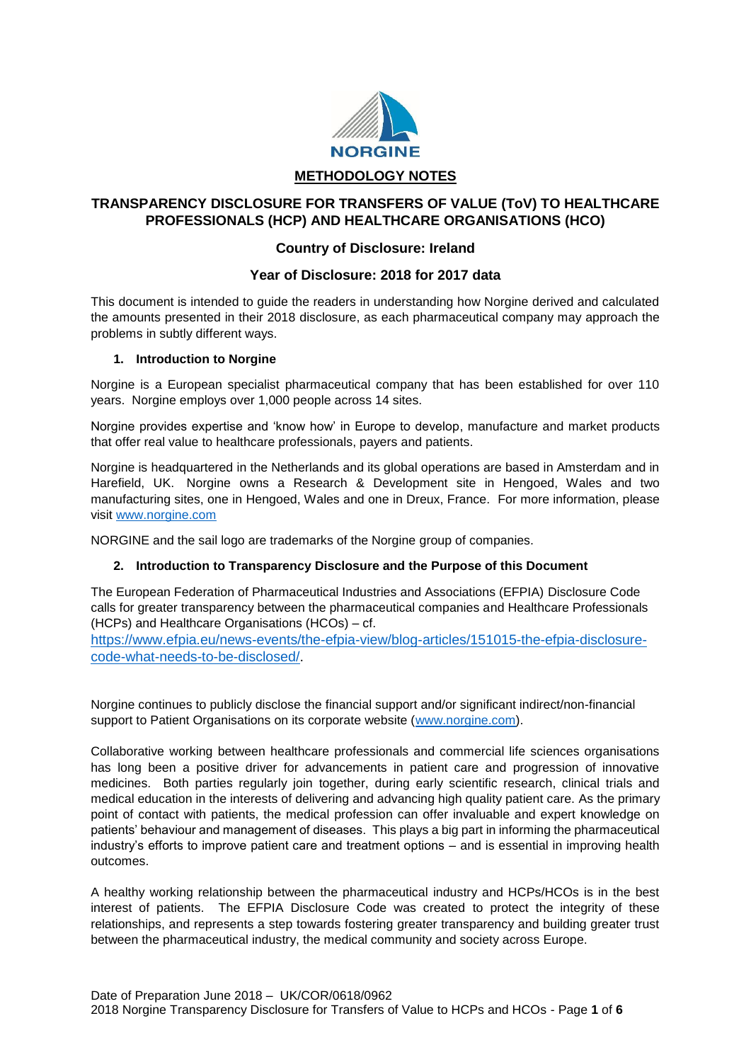NORGINE

# METHODOLOGY NOTES

## TRANSPARENCY DISCLOSURE FOR TRANSFERS OF VALUE (ToV) TO HEALTHCARE PROFESSIONALS (HCP) AND HEALTHCARE ORGANISATIONS (HCO)

### Country of Disclosure: Ireland

### Year of Disclosure: 2018 for 2017 data

This document is intended to guide the readers in understanding how Norgine derived and calculated the amounts presented in their 2018 disclosure, as each pharmaceutical company may approach the problems in subtly different ways.

**1. Introduction to Norgine**

Norgine is a European specialist pharmaceutical company that has been established for over 110 years. Norgine employs over 1,000 people across 14 sites.

Norgine provides expertise and 'know how' in Europe to develop, manufacture and market products that offer real value to healthcare professionals, payers and patients.

Norgine is headquartered in the Netherlands and its global operations are based in Amsterdam and in Harefield, UK. Norgine owns a Research & Development site in Hengoed, Wales and two manufacturing sites, one in Hengoed, Wales and one in Dreux, France. For more information, please visit www.norgine.com

NORGINE and the sail logo are trademarks of the Norgine group of companies.

**2. Introduction to Transparency Disclosure and the Purpose of this Document**

The European Federation of Pharmaceutical Industries and Associations (EFPIA) Disclosure Code calls for greater transparency between the pharmaceutical companies and Healthcare Professionals (HCPs) and Healthcare Organisations (HCOs) – cf. https://www.efpia.eu/news-events/the-efpia-view/blog-articles/151015-the-efpia-disclosure-code-what-needs-to-be-disclosed/.

Norgine continues to publicly disclose the financial support and/or significant indirect/non-financial support to Patient Organisations on its corporate website (www.norgine.com).

Collaborative working between healthcare professionals and commercial life sciences organisations has long been a positive driver for advancements in patient care and progression of innovative medicines. Both parties regularly join together, during early scientific research, clinical trials and medical education in the interests of delivering and advancing high quality patient care. As the primary point of contact with patients, the medical profession can offer invaluable and expert knowledge on patients' behaviour and management of diseases. This plays a big part in informing the pharmaceutical industry's efforts to improve patient care and treatment options – and is essential in improving health outcomes.

A healthy working relationship between the pharmaceutical industry and HCPs/HCOs is in the best interest of patients. The EFPIA Disclosure Code was created to protect the integrity of these relationships, and represents a step towards fostering greater transparency and building greater trust between the pharmaceutical industry, the medical community and society across Europe.

Date of Preparation June 2018 – UK/COR/0618/0962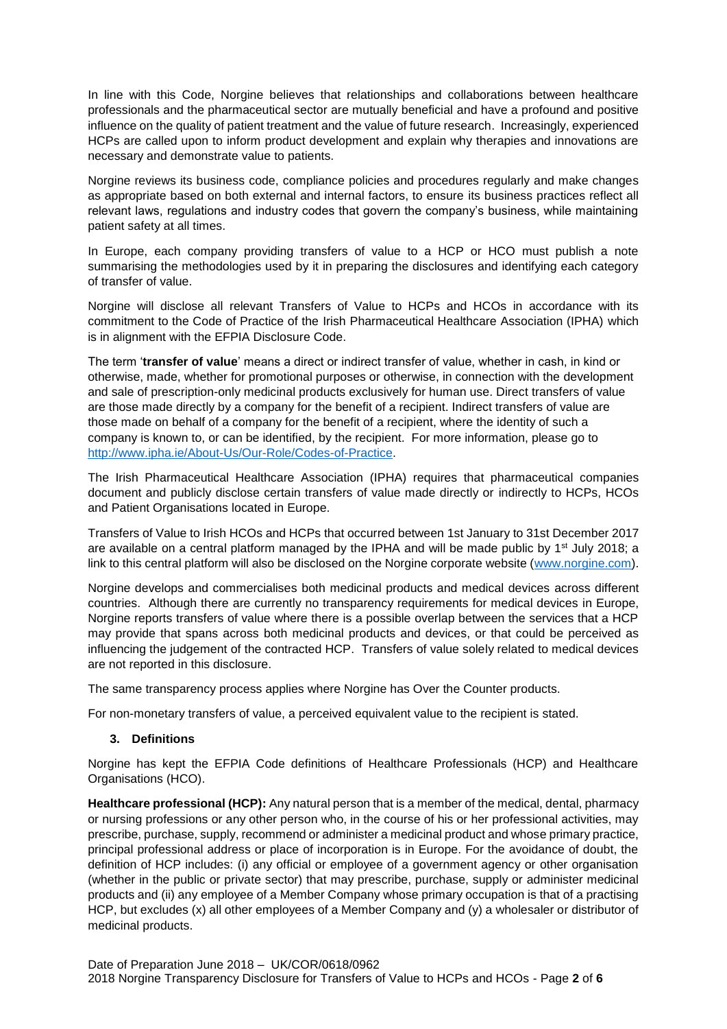In line with this Code, Norgine believes that relationships and collaborations between healthcare professionals and the pharmaceutical sector are mutually beneficial and have a profound and positive influence on the quality of patient treatment and the value of future research. Increasingly, experienced HCPs are called upon to inform product development and explain why therapies and innovations are necessary and demonstrate value to patients.

Norgine reviews its business code, compliance policies and procedures regularly and make changes as appropriate based on both external and internal factors, to ensure its business practices reflect all relevant laws, regulations and industry codes that govern the company's business, while maintaining patient safety at all times.

In Europe, each company providing transfers of value to a HCP or HCO must publish a note summarising the methodologies used by it in preparing the disclosures and identifying each category of transfer of value.

Norgine will disclose all relevant Transfers of Value to HCPs and HCOs in accordance with its commitment to the Code of Practice of the Irish Pharmaceutical Healthcare Association (IPHA) which is in alignment with the EFPIA Disclosure Code.

The term '**transfer of value**' means a direct or indirect transfer of value, whether in cash, in kind or otherwise, made, whether for promotional purposes or otherwise, in connection with the development and sale of prescription-only medicinal products exclusively for human use. Direct transfers of value are those made directly by a company for the benefit of a recipient. Indirect transfers of value are those made on behalf of a company for the benefit of a recipient, where the identity of such a company is known to, or can be identified, by the recipient. For more information, please go to http://www.ipha.ie/About-Us/Our-Role/Codes-of-Practice.

The Irish Pharmaceutical Healthcare Association (IPHA) requires that pharmaceutical companies document and publicly disclose certain transfers of value made directly or indirectly to HCPs, HCOs and Patient Organisations located in Europe.

Transfers of Value to Irish HCOs and HCPs that occurred between 1st January to 31st December 2017 are available on a central platform managed by the IPHA and will be made public by 1st July 2018; a link to this central platform will also be disclosed on the Norgine corporate website (www.norgine.com).

Norgine develops and commercialises both medicinal products and medical devices across different countries. Although there are currently no transparency requirements for medical devices in Europe, Norgine reports transfers of value where there is a possible overlap between the services that a HCP may provide that spans across both medicinal products and devices, or that could be perceived as influencing the judgement of the contracted HCP. Transfers of value solely related to medical devices are not reported in this disclosure.

The same transparency process applies where Norgine has Over the Counter products.

For non-monetary transfers of value, a perceived equivalent value to the recipient is stated.

### 3. Definitions

Norgine has kept the EFPIA Code definitions of Healthcare Professionals (HCP) and Healthcare Organisations (HCO).

**Healthcare professional (HCP):** Any natural person that is a member of the medical, dental, pharmacy or nursing professions or any other person who, in the course of his or her professional activities, may prescribe, purchase, supply, recommend or administer a medicinal product and whose primary practice, principal professional address or place of incorporation is in Europe. For the avoidance of doubt, the definition of HCP includes: (i) any official or employee of a government agency or other organisation (whether in the public or private sector) that may prescribe, purchase, supply or administer medicinal products and (ii) any employee of a Member Company whose primary occupation is that of a practising HCP, but excludes (x) all other employees of a Member Company and (y) a wholesaler or distributor of medicinal products.

Date of Preparation June 2018 – UK/COR/0618/0962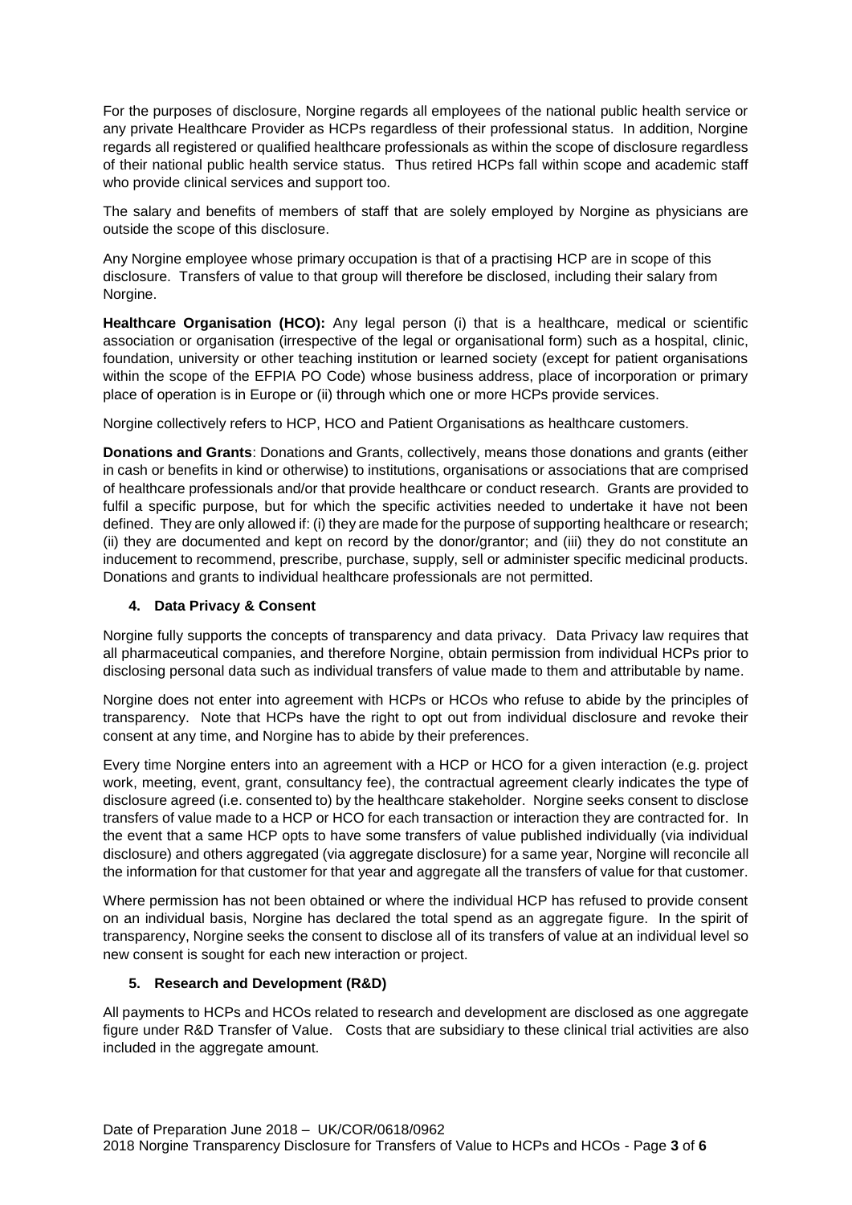For the purposes of disclosure, Norgine regards all employees of the national public health service or any private Healthcare Provider as HCPs regardless of their professional status. In addition, Norgine regards all registered or qualified healthcare professionals as within the scope of disclosure regardless of their national public health service status. Thus retired HCPs fall within scope and academic staff who provide clinical services and support too.

The salary and benefits of members of staff that are solely employed by Norgine as physicians are outside the scope of this disclosure.

Any Norgine employee whose primary occupation is that of a practising HCP are in scope of this disclosure. Transfers of value to that group will therefore be disclosed, including their salary from Norgine.

**Healthcare Organisation (HCO):** Any legal person (i) that is a healthcare, medical or scientific association or organisation (irrespective of the legal or organisational form) such as a hospital, clinic, foundation, university or other teaching institution or learned society (except for patient organisations within the scope of the EFPIA PO Code) whose business address, place of incorporation or primary place of operation is in Europe or (ii) through which one or more HCPs provide services.

Norgine collectively refers to HCP, HCO and Patient Organisations as healthcare customers.

**Donations and Grants**: Donations and Grants, collectively, means those donations and grants (either in cash or benefits in kind or otherwise) to institutions, organisations or associations that are comprised of healthcare professionals and/or that provide healthcare or conduct research. Grants are provided to fulfil a specific purpose, but for which the specific activities needed to undertake it have not been defined. They are only allowed if: (i) they are made for the purpose of supporting healthcare or research; (ii) they are documented and kept on record by the donor/grantor; and (iii) they do not constitute an inducement to recommend, prescribe, purchase, supply, sell or administer specific medicinal products. Donations and grants to individual healthcare professionals are not permitted.

## 4. Data Privacy & Consent

Norgine fully supports the concepts of transparency and data privacy. Data Privacy law requires that all pharmaceutical companies, and therefore Norgine, obtain permission from individual HCPs prior to disclosing personal data such as individual transfers of value made to them and attributable by name.

Norgine does not enter into agreement with HCPs or HCOs who refuse to abide by the principles of transparency. Note that HCPs have the right to opt out from individual disclosure and revoke their consent at any time, and Norgine has to abide by their preferences.

Every time Norgine enters into an agreement with a HCP or HCO for a given interaction (e.g. project work, meeting, event, grant, consultancy fee), the contractual agreement clearly indicates the type of disclosure agreed (i.e. consented to) by the healthcare stakeholder. Norgine seeks consent to disclose transfers of value made to a HCP or HCO for each transaction or interaction they are contracted for. In the event that a same HCP opts to have some transfers of value published individually (via individual disclosure) and others aggregated (via aggregate disclosure) for a same year, Norgine will reconcile all the information for that customer for that year and aggregate all the transfers of value for that customer.

Where permission has not been obtained or where the individual HCP has refused to provide consent on an individual basis, Norgine has declared the total spend as an aggregate figure. In the spirit of transparency, Norgine seeks the consent to disclose all of its transfers of value at an individual level so new consent is sought for each new interaction or project.

## 5. Research and Development (R&D)

All payments to HCPs and HCOs related to research and development are disclosed as one aggregate figure under R&D Transfer of Value. Costs that are subsidiary to these clinical trial activities are also included in the aggregate amount.

Date of Preparation June 2018 – UK/COR/0618/0962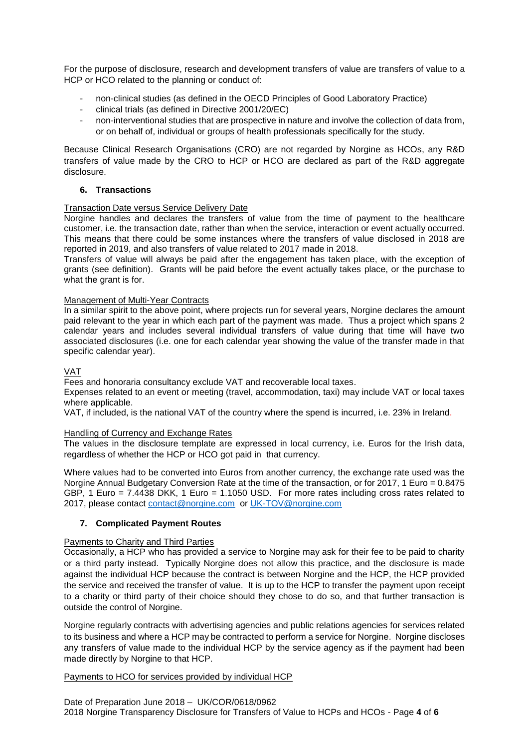For the purpose of disclosure, research and development transfers of value are transfers of value to a HCP or HCO related to the planning or conduct of:

- non-clinical studies (as defined in the OECD Principles of Good Laboratory Practice)
- clinical trials (as defined in Directive 2001/20/EC)
- non-interventional studies that are prospective in nature and involve the collection of data from, or on behalf of, individual or groups of health professionals specifically for the study.

Because Clinical Research Organisations (CRO) are not regarded by Norgine as HCOs, any R&D transfers of value made by the CRO to HCP or HCO are declared as part of the R&D aggregate disclosure.

## 6. Transactions

Transaction Date versus Service Delivery Date

Norgine handles and declares the transfers of value from the time of payment to the healthcare customer, i.e. the transaction date, rather than when the service, interaction or event actually occurred. This means that there could be some instances where the transfers of value disclosed in 2018 are reported in 2019, and also transfers of value related to 2017 made in 2018.

Transfers of value will always be paid after the engagement has taken place, with the exception of grants (see definition). Grants will be paid before the event actually takes place, or the purchase to what the grant is for.

Management of Multi-Year Contracts

In a similar spirit to the above point, where projects run for several years, Norgine declares the amount paid relevant to the year in which each part of the payment was made. Thus a project which spans 2 calendar years and includes several individual transfers of value during that time will have two associated disclosures (i.e. one for each calendar year showing the value of the transfer made in that specific calendar year).

VAT

Fees and honoraria consultancy exclude VAT and recoverable local taxes.

Expenses related to an event or meeting (travel, accommodation, taxi) may include VAT or local taxes where applicable.

VAT, if included, is the national VAT of the country where the spend is incurred, i.e. 23% in Ireland.

Handling of Currency and Exchange Rates

The values in the disclosure template are expressed in local currency, i.e. Euros for the Irish data, regardless of whether the HCP or HCO got paid in that currency.

Where values had to be converted into Euros from another currency, the exchange rate used was the Norgine Annual Budgetary Conversion Rate at the time of the transaction, or for 2017, 1 Euro = 0.8475 GBP, 1 Euro = 7.4438 DKK, 1 Euro = 1.1050 USD. For more rates including cross rates related to 2017, please contact contact@norgine.com or UK-TOV@norgine.com

## 7. Complicated Payment Routes

Payments to Charity and Third Parties

Occasionally, a HCP who has provided a service to Norgine may ask for their fee to be paid to charity or a third party instead. Typically Norgine does not allow this practice, and the disclosure is made against the individual HCP because the contract is between Norgine and the HCP, the HCP provided the service and received the transfer of value. It is up to the HCP to transfer the payment upon receipt to a charity or third party of their choice should they chose to do so, and that further transaction is outside the control of Norgine.

Norgine regularly contracts with advertising agencies and public relations agencies for services related to its business and where a HCP may be contracted to perform a service for Norgine. Norgine discloses any transfers of value made to the individual HCP by the service agency as if the payment had been made directly by Norgine to that HCP.

Payments to HCO for services provided by individual HCP

Date of Preparation June 2018 – UK/COR/0618/0962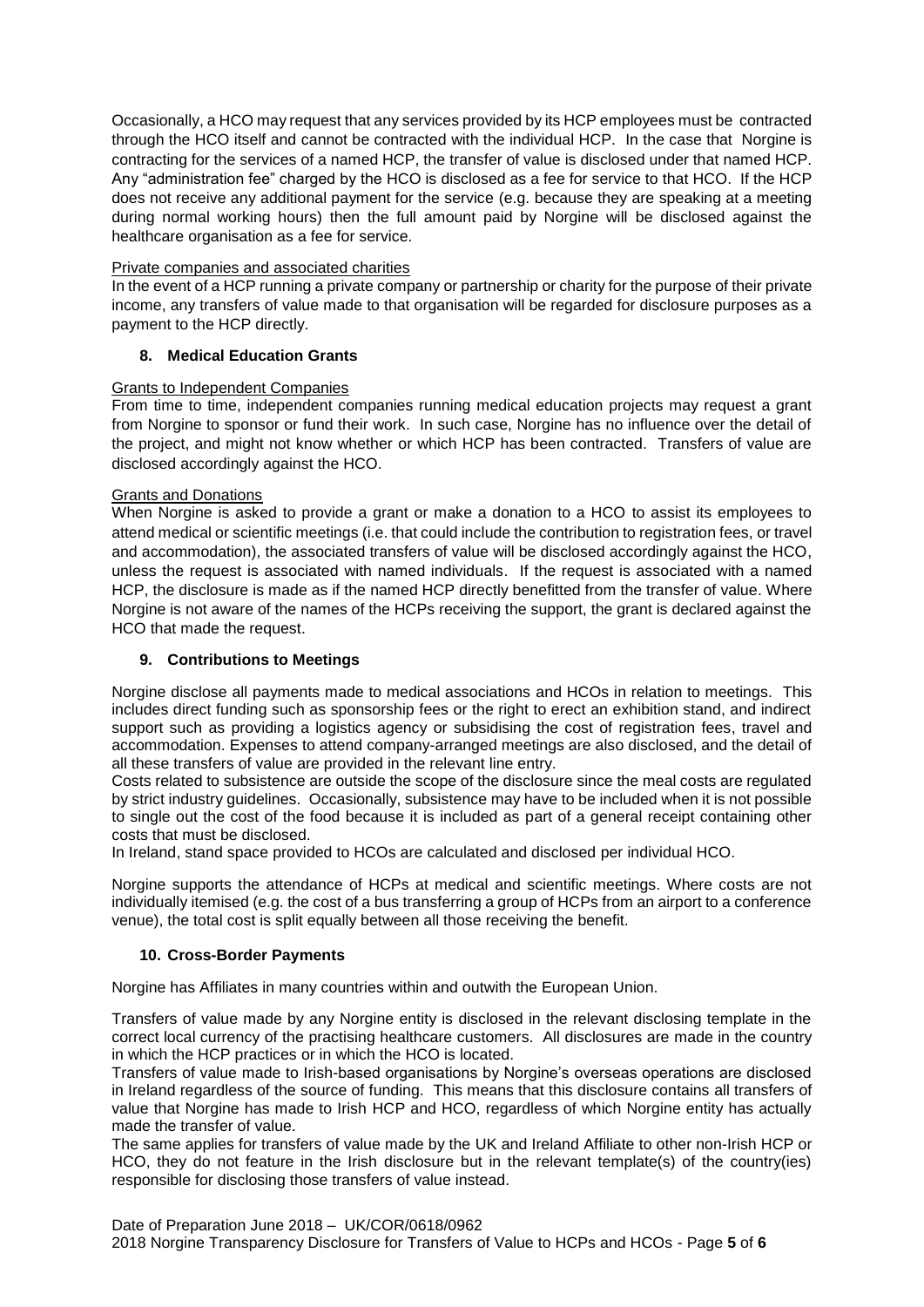Occasionally, a HCO may request that any services provided by its HCP employees must be contracted through the HCO itself and cannot be contracted with the individual HCP. In the case that Norgine is contracting for the services of a named HCP, the transfer of value is disclosed under that named HCP. Any "administration fee" charged by the HCO is disclosed as a fee for service to that HCO. If the HCP does not receive any additional payment for the service (e.g. because they are speaking at a meeting during normal working hours) then the full amount paid by Norgine will be disclosed against the healthcare organisation as a fee for service.

Private companies and associated charities

In the event of a HCP running a private company or partnership or charity for the purpose of their private income, any transfers of value made to that organisation will be regarded for disclosure purposes as a payment to the HCP directly.

## 8. Medical Education Grants

Grants to Independent Companies

From time to time, independent companies running medical education projects may request a grant from Norgine to sponsor or fund their work. In such case, Norgine has no influence over the detail of the project, and might not know whether or which HCP has been contracted. Transfers of value are disclosed accordingly against the HCO.

Grants and Donations

When Norgine is asked to provide a grant or make a donation to a HCO to assist its employees to attend medical or scientific meetings (i.e. that could include the contribution to registration fees, or travel and accommodation), the associated transfers of value will be disclosed accordingly against the HCO, unless the request is associated with named individuals. If the request is associated with a named HCP, the disclosure is made as if the named HCP directly benefitted from the transfer of value. Where Norgine is not aware of the names of the HCPs receiving the support, the grant is declared against the HCO that made the request.

## 9. Contributions to Meetings

Norgine disclose all payments made to medical associations and HCOs in relation to meetings. This includes direct funding such as sponsorship fees or the right to erect an exhibition stand, and indirect support such as providing a logistics agency or subsidising the cost of registration fees, travel and accommodation. Expenses to attend company-arranged meetings are also disclosed, and the detail of all these transfers of value are provided in the relevant line entry.

Costs related to subsistence are outside the scope of the disclosure since the meal costs are regulated by strict industry guidelines. Occasionally, subsistence may have to be included when it is not possible to single out the cost of the food because it is included as part of a general receipt containing other costs that must be disclosed.

In Ireland, stand space provided to HCOs are calculated and disclosed per individual HCO.

Norgine supports the attendance of HCPs at medical and scientific meetings. Where costs are not individually itemised (e.g. the cost of a bus transferring a group of HCPs from an airport to a conference venue), the total cost is split equally between all those receiving the benefit.

## 10. Cross-Border Payments

Norgine has Affiliates in many countries within and outwith the European Union.

Transfers of value made by any Norgine entity is disclosed in the relevant disclosing template in the correct local currency of the practising healthcare customers. All disclosures are made in the country in which the HCP practices or in which the HCO is located.

Transfers of value made to Irish-based organisations by Norgine's overseas operations are disclosed in Ireland regardless of the source of funding. This means that this disclosure contains all transfers of value that Norgine has made to Irish HCP and HCO, regardless of which Norgine entity has actually made the transfer of value.

The same applies for transfers of value made by the UK and Ireland Affiliate to other non-Irish HCP or HCO, they do not feature in the Irish disclosure but in the relevant template(s) of the country(ies) responsible for disclosing those transfers of value instead.

Date of Preparation June 2018 – UK/COR/0618/0962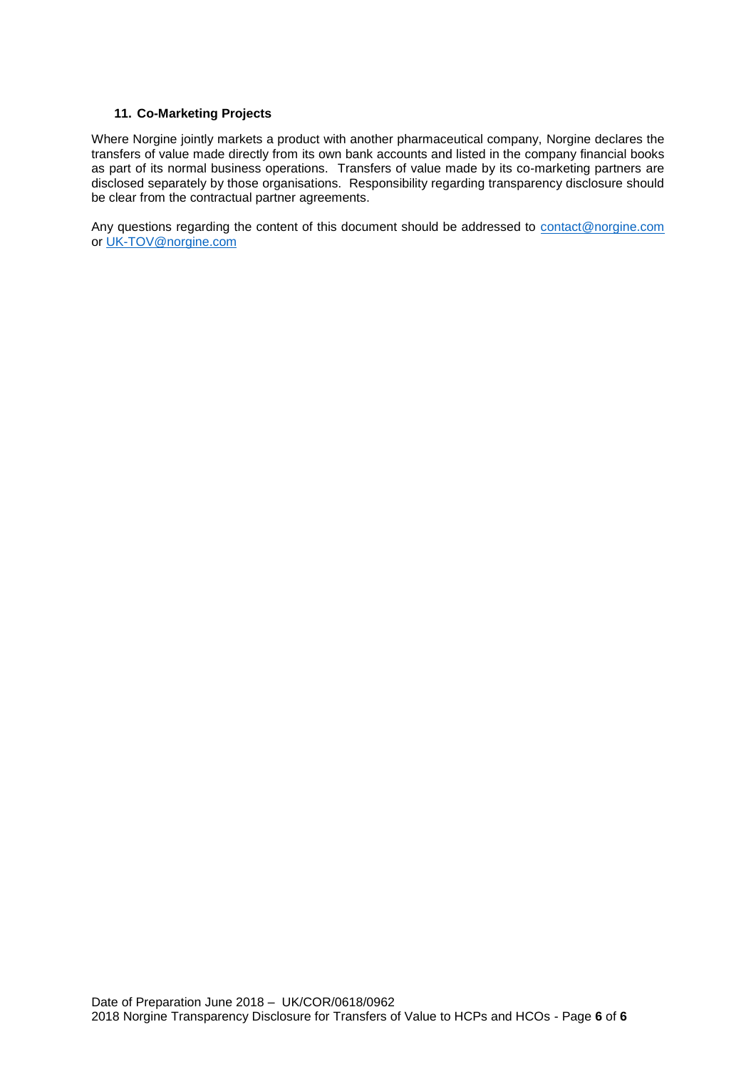## 11. Co-Marketing Projects

Where Norgine jointly markets a product with another pharmaceutical company, Norgine declares the transfers of value made directly from its own bank accounts and listed in the company financial books as part of its normal business operations. Transfers of value made by its co-marketing partners are disclosed separately by those organisations. Responsibility regarding transparency disclosure should be clear from the contractual partner agreements.

Any questions regarding the content of this document should be addressed to contact@norgine.com or UK-TOV@norgine.com